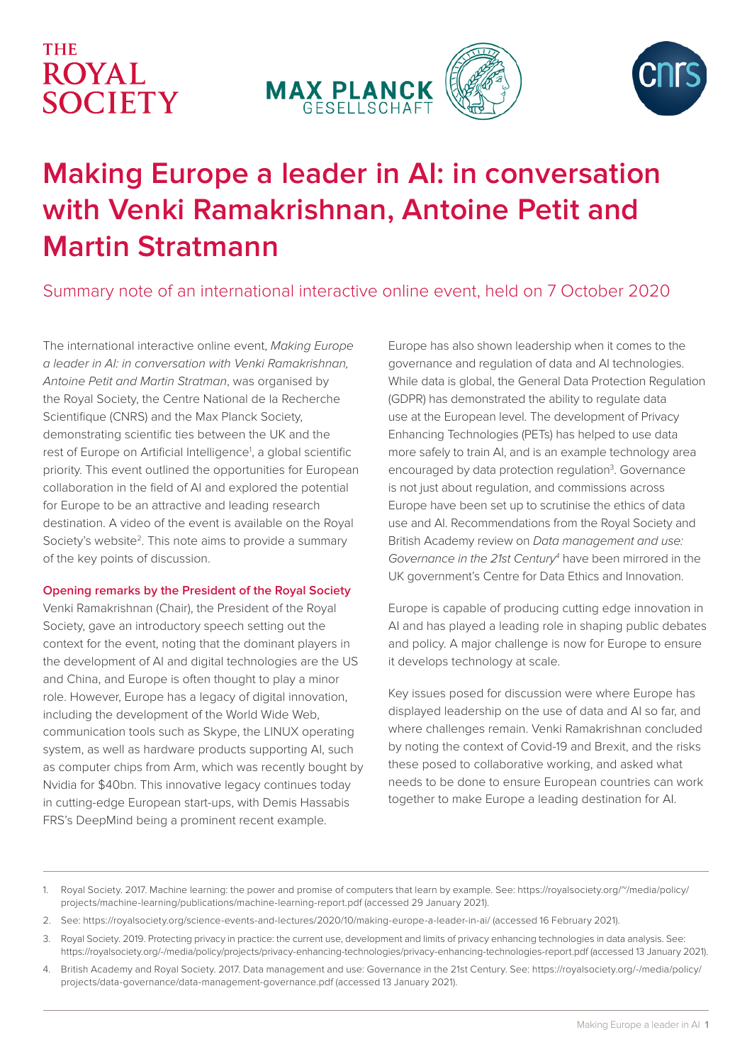# Making Europe a leader in AI: in conversation with Venki Ramakrishnan, Antoine Petit and Martin Stratmann

## Summary note of an international interactive online event, held on 7 October 2020

The international interactive online event, *Making Europe a leader in AI: in conversation with Venki Ramakrishnan, Antoine Petit and Martin Stratman*, was organised by the Royal Society, the Centre National de la Recherche Scientifique (CNRS) and the Max Planck Society, demonstrating scientific ties between the UK and the rest of Europe on Artificial Intelligence[1], a global scientific priority. This event outlined the opportunities for European collaboration in the field of AI and explored the potential for Europe to be an attractive and leading research destination. A video of the event is available on the Royal Society's website[2]. This note aims to provide a summary of the key points of discussion.

### Opening remarks by the President of the Royal Society

Venki Ramakrishnan (Chair), the President of the Royal Society, gave an introductory speech setting out the context for the event, noting that the dominant players in the development of AI and digital technologies are the US and China, and Europe is often thought to play a minor role. However, Europe has a legacy of digital innovation, including the development of the World Wide Web, communication tools such as Skype, the LINUX operating system, as well as hardware products supporting AI, such as computer chips from Arm, which was recently bought by Nvidia for $40bn. This innovative legacy continues today in cutting-edge European start-ups, with Demis Hassabis FRS's DeepMind being a prominent recent example.

Europe has also shown leadership when it comes to the governance and regulation of data and AI technologies. While data is global, the General Data Protection Regulation (GDPR) has demonstrated the ability to regulate data use at the European level. The development of Privacy Enhancing Technologies (PETs) has helped to use data more safely to train AI, and is an example technology area encouraged by data protection regulation[3]. Governance is not just about regulation, and commissions across Europe have been set up to scrutinise the ethics of data use and AI. Recommendations from the Royal Society and British Academy review on *Data management and use: Governance in the 21st Century*[4] have been mirrored in the UK government's Centre for Data Ethics and Innovation.

Europe is capable of producing cutting edge innovation in AI and has played a leading role in shaping public debates and policy. A major challenge is now for Europe to ensure it develops technology at scale.

Key issues posed for discussion were where Europe has displayed leadership on the use of data and AI so far, and where challenges remain. Venki Ramakrishnan concluded by noting the context of Covid-19 and Brexit, and the risks these posed to collaborative working, and asked what needs to be done to ensure European countries can work together to make Europe a leading destination for AI.

---

1. Royal Society. 2017. Machine learning: the power and promise of computers that learn by example. See: https://royalsociety.org/~/media/policy/projects/machine-learning/publications/machine-learning-report.pdf (accessed 29 January 2021).
2. See: https://royalsociety.org/science-events-and-lectures/2020/10/making-europe-a-leader-in-ai/ (accessed 16 February 2021).
3. Royal Society. 2019. Protecting privacy in practice: the current use, development and limits of privacy enhancing technologies in data analysis. See: https://royalsociety.org/-/media/policy/projects/privacy-enhancing-technologies/privacy-enhancing-technologies-report.pdf (accessed 13 January 2021).
4. British Academy and Royal Society. 2017. Data management and use: Governance in the 21st Century. See: https://royalsociety.org/-/media/policy/projects/data-governance/data-management-governance.pdf (accessed 13 January 2021).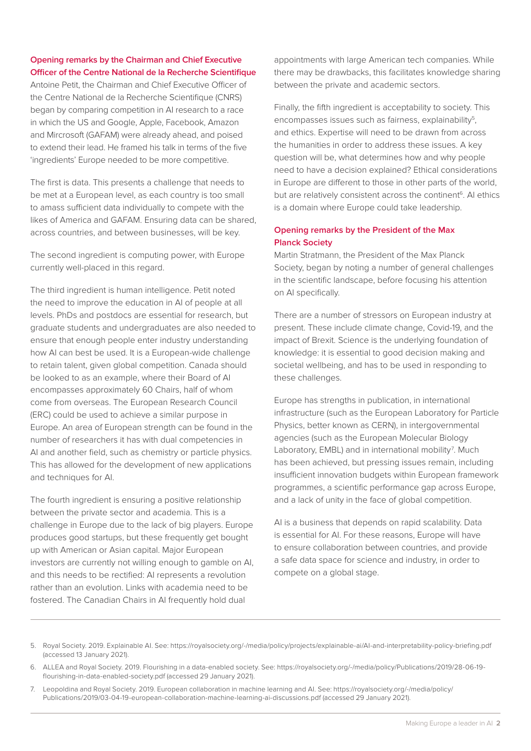### Opening remarks by the Chairman and Chief Executive Officer of the Centre National de la Recherche Scientifique

Antoine Petit, the Chairman and Chief Executive Officer of the Centre National de la Recherche Scientifique (CNRS) began by comparing competition in AI research to a race in which the US and Google, Apple, Facebook, Amazon and Mircrosoft (GAFAM) were already ahead, and poised to extend their lead. He framed his talk in terms of the five 'ingredients' Europe needed to be more competitive.

The first is data. This presents a challenge that needs to be met at a European level, as each country is too small to amass sufficient data individually to compete with the likes of America and GAFAM. Ensuring data can be shared, across countries, and between businesses, will be key.

The second ingredient is computing power, with Europe currently well-placed in this regard.

The third ingredient is human intelligence. Petit noted the need to improve the education in AI of people at all levels. PhDs and postdocs are essential for research, but graduate students and undergraduates are also needed to ensure that enough people enter industry understanding how AI can best be used. It is a European-wide challenge to retain talent, given global competition. Canada should be looked to as an example, where their Board of AI encompasses approximately 60 Chairs, half of whom come from overseas. The European Research Council (ERC) could be used to achieve a similar purpose in Europe. An area of European strength can be found in the number of researchers it has with dual competencies in AI and another field, such as chemistry or particle physics. This has allowed for the development of new applications and techniques for AI.

The fourth ingredient is ensuring a positive relationship between the private sector and academia. This is a challenge in Europe due to the lack of big players. Europe produces good startups, but these frequently get bought up with American or Asian capital. Major European investors are currently not willing enough to gamble on AI, and this needs to be rectified: AI represents a revolution rather than an evolution. Links with academia need to be fostered. The Canadian Chairs in AI frequently hold dual appointments with large American tech companies. While there may be drawbacks, this facilitates knowledge sharing between the private and academic sectors.

Finally, the fifth ingredient is acceptability to society. This encompasses issues such as fairness, explainability[5], and ethics. Expertise will need to be drawn from across the humanities in order to address these issues. A key question will be, what determines how and why people need to have a decision explained? Ethical considerations in Europe are different to those in other parts of the world, but are relatively consistent across the continent[6]. AI ethics is a domain where Europe could take leadership.

### Opening remarks by the President of the Max Planck Society

Martin Stratmann, the President of the Max Planck Society, began by noting a number of general challenges in the scientific landscape, before focusing his attention on AI specifically.

There are a number of stressors on European industry at present. These include climate change, Covid-19, and the impact of Brexit. Science is the underlying foundation of knowledge: it is essential to good decision making and societal wellbeing, and has to be used in responding to these challenges.

Europe has strengths in publication, in international infrastructure (such as the European Laboratory for Particle Physics, better known as CERN), in intergovernmental agencies (such as the European Molecular Biology Laboratory, EMBL) and in international mobility[7]. Much has been achieved, but pressing issues remain, including insufficient innovation budgets within European framework programmes, a scientific performance gap across Europe, and a lack of unity in the face of global competition.

AI is a business that depends on rapid scalability. Data is essential for AI. For these reasons, Europe will have to ensure collaboration between countries, and provide a safe data space for science and industry, in order to compete on a global stage.

---

5. Royal Society. 2019. Explainable AI. See: https://royalsociety.org/-/media/policy/projects/explainable-ai/AI-and-interpretability-policy-briefing.pdf (accessed 13 January 2021).
6. ALLEA and Royal Society. 2019. Flourishing in a data-enabled society. See: https://royalsociety.org/-/media/policy/Publications/2019/28-06-19-flourishing-in-data-enabled-society.pdf (accessed 29 January 2021).
7. Leopoldina and Royal Society. 2019. European collaboration in machine learning and AI. See: https://royalsociety.org/-/media/policy/Publications/2019/03-04-19-european-collaboration-machine-learning-ai-discussions.pdf (accessed 29 January 2021).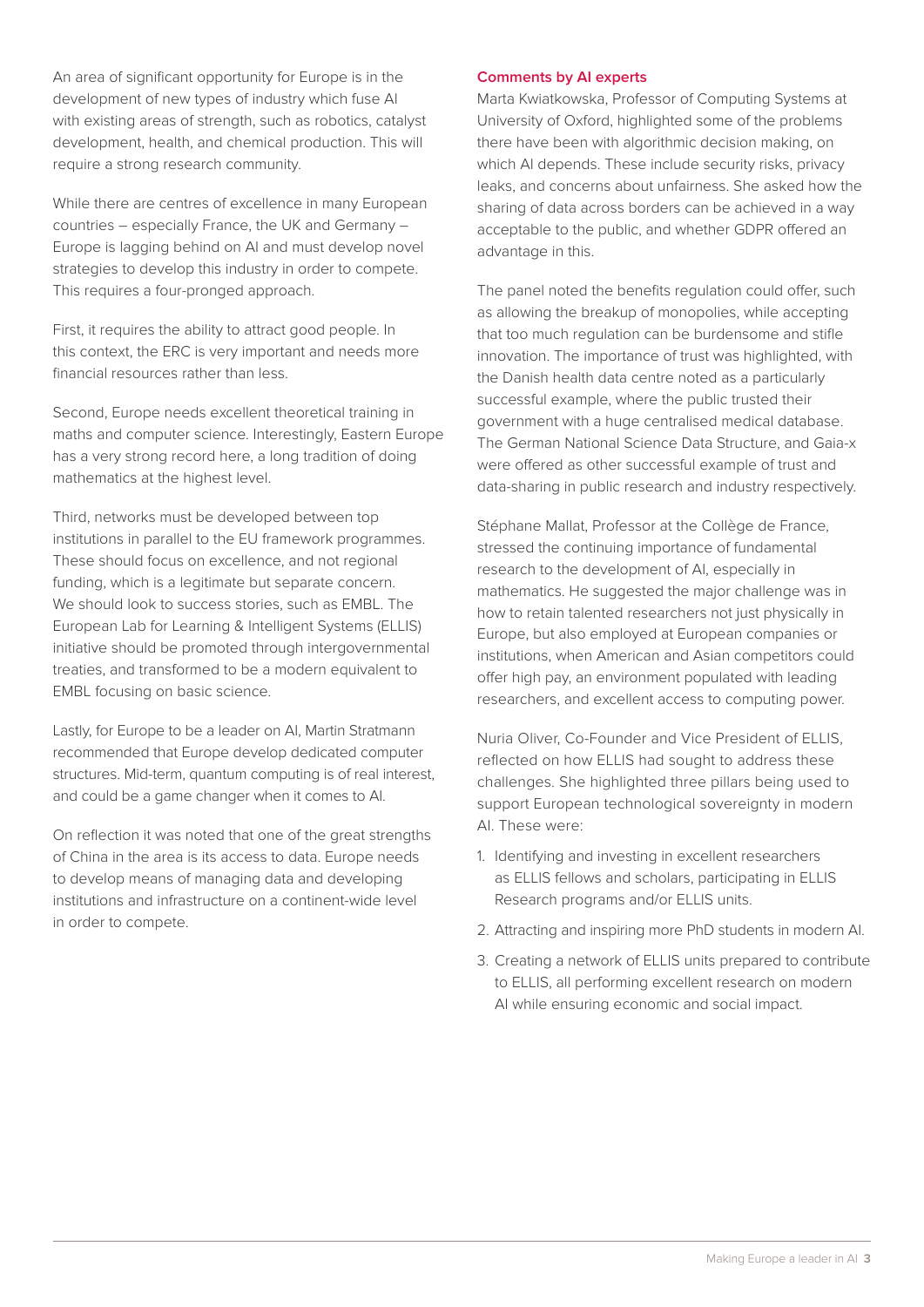An area of significant opportunity for Europe is in the development of new types of industry which fuse AI with existing areas of strength, such as robotics, catalyst development, health, and chemical production. This will require a strong research community.

While there are centres of excellence in many European countries – especially France, the UK and Germany – Europe is lagging behind on AI and must develop novel strategies to develop this industry in order to compete. This requires a four-pronged approach.

First, it requires the ability to attract good people. In this context, the ERC is very important and needs more financial resources rather than less.

Second, Europe needs excellent theoretical training in maths and computer science. Interestingly, Eastern Europe has a very strong record here, a long tradition of doing mathematics at the highest level.

Third, networks must be developed between top institutions in parallel to the EU framework programmes. These should focus on excellence, and not regional funding, which is a legitimate but separate concern. We should look to success stories, such as EMBL. The European Lab for Learning & Intelligent Systems (ELLIS) initiative should be promoted through intergovernmental treaties, and transformed to be a modern equivalent to EMBL focusing on basic science.

Lastly, for Europe to be a leader on AI, Martin Stratmann recommended that Europe develop dedicated computer structures. Mid-term, quantum computing is of real interest, and could be a game changer when it comes to AI.

On reflection it was noted that one of the great strengths of China in the area is its access to data. Europe needs to develop means of managing data and developing institutions and infrastructure on a continent-wide level in order to compete.

### Comments by AI experts

Marta Kwiatkowska, Professor of Computing Systems at University of Oxford, highlighted some of the problems there have been with algorithmic decision making, on which AI depends. These include security risks, privacy leaks, and concerns about unfairness. She asked how the sharing of data across borders can be achieved in a way acceptable to the public, and whether GDPR offered an advantage in this.

The panel noted the benefits regulation could offer, such as allowing the breakup of monopolies, while accepting that too much regulation can be burdensome and stifle innovation. The importance of trust was highlighted, with the Danish health data centre noted as a particularly successful example, where the public trusted their government with a huge centralised medical database. The German National Science Data Structure, and Gaia-x were offered as other successful example of trust and data-sharing in public research and industry respectively.

Stéphane Mallat, Professor at the Collège de France, stressed the continuing importance of fundamental research to the development of AI, especially in mathematics. He suggested the major challenge was in how to retain talented researchers not just physically in Europe, but also employed at European companies or institutions, when American and Asian competitors could offer high pay, an environment populated with leading researchers, and excellent access to computing power.

Nuria Oliver, Co-Founder and Vice President of ELLIS, reflected on how ELLIS had sought to address these challenges. She highlighted three pillars being used to support European technological sovereignty in modern AI. These were:

1. Identifying and investing in excellent researchers as ELLIS fellows and scholars, participating in ELLIS Research programs and/or ELLIS units.
2. Attracting and inspiring more PhD students in modern AI.
3. Creating a network of ELLIS units prepared to contribute to ELLIS, all performing excellent research on modern AI while ensuring economic and social impact.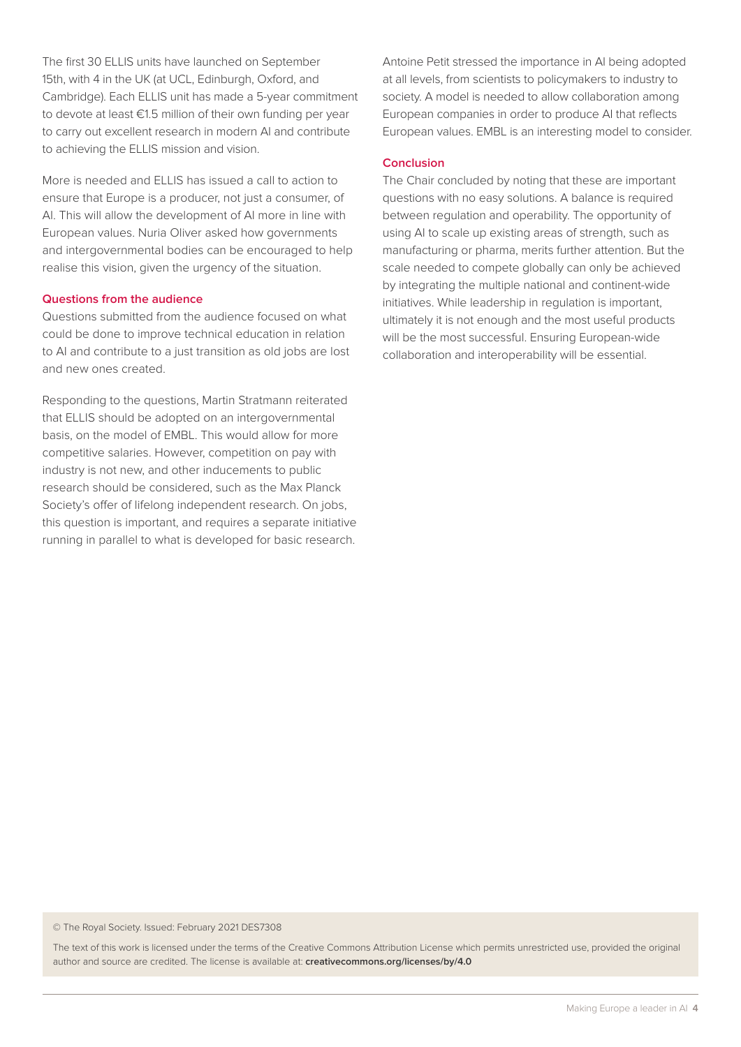The first 30 ELLIS units have launched on September 15th, with 4 in the UK (at UCL, Edinburgh, Oxford, and Cambridge). Each ELLIS unit has made a 5-year commitment to devote at least €1.5 million of their own funding per year to carry out excellent research in modern AI and contribute to achieving the ELLIS mission and vision.

More is needed and ELLIS has issued a call to action to ensure that Europe is a producer, not just a consumer, of AI. This will allow the development of AI more in line with European values. Nuria Oliver asked how governments and intergovernmental bodies can be encouraged to help realise this vision, given the urgency of the situation.

### Questions from the audience

Questions submitted from the audience focused on what could be done to improve technical education in relation to AI and contribute to a just transition as old jobs are lost and new ones created.

Responding to the questions, Martin Stratmann reiterated that ELLIS should be adopted on an intergovernmental basis, on the model of EMBL. This would allow for more competitive salaries. However, competition on pay with industry is not new, and other inducements to public research should be considered, such as the Max Planck Society's offer of lifelong independent research. On jobs, this question is important, and requires a separate initiative running in parallel to what is developed for basic research.

Antoine Petit stressed the importance in AI being adopted at all levels, from scientists to policymakers to industry to society. A model is needed to allow collaboration among European companies in order to produce AI that reflects European values. EMBL is an interesting model to consider.

### Conclusion

The Chair concluded by noting that these are important questions with no easy solutions. A balance is required between regulation and operability. The opportunity of using AI to scale up existing areas of strength, such as manufacturing or pharma, merits further attention. But the scale needed to compete globally can only be achieved by integrating the multiple national and continent-wide initiatives. While leadership in regulation is important, ultimately it is not enough and the most useful products will be the most successful. Ensuring European-wide collaboration and interoperability will be essential.

© The Royal Society. Issued: February 2021 DES7308

The text of this work is licensed under the terms of the Creative Commons Attribution License which permits unrestricted use, provided the original author and source are credited. The license is available at: **creativecommons.org/licenses/by/4.0**